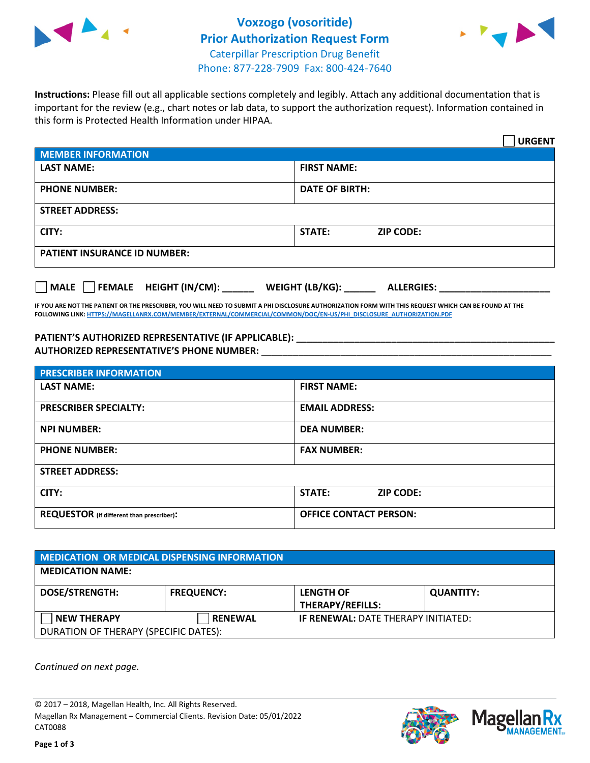# Voxzogo (vosoritide)
## Prior Authorization Request Form
Caterpillar Prescription Drug Benefit
Phone: 877-228-7909 Fax: 800-424-7640

**Instructions:** Please fill out all applicable sections completely and legibly. Attach any additional documentation that is important for the review (e.g., chart notes or lab data, to support the authorization request). Information contained in this form is Protected Health Information under HIPAA.

☐ **URGENT**

| MEMBER INFORMATION | |
|---|---|
| **LAST NAME:** | **FIRST NAME:** |
| **PHONE NUMBER:** | **DATE OF BIRTH:** |
| **STREET ADDRESS:** | |
| **CITY:** | **STATE:** **ZIP CODE:** |
| **PATIENT INSURANCE ID NUMBER:** | |

☐ **MALE** ☐ **FEMALE** **HEIGHT (IN/CM):** ______ **WEIGHT (LB/KG):** ______ **ALLERGIES:** ____________________

**IF YOU ARE NOT THE PATIENT OR THE PRESCRIBER, YOU WILL NEED TO SUBMIT A PHI DISCLOSURE AUTHORIZATION FORM WITH THIS REQUEST WHICH CAN BE FOUND AT THE FOLLOWING LINK: HTTPS://MAGELLANRX.COM/MEMBER/EXTERNAL/COMMERCIAL/COMMON/DOC/EN-US/PHI_DISCLOSURE_AUTHORIZATION.PDF**

**PATIENT'S AUTHORIZED REPRESENTATIVE (IF APPLICABLE):** ____________________________________________
**AUTHORIZED REPRESENTATIVE'S PHONE NUMBER:** ____________________________________________

| PRESCRIBER INFORMATION | |
|---|---|
| **LAST NAME:** | **FIRST NAME:** |
| **PRESCRIBER SPECIALTY:** | **EMAIL ADDRESS:** |
| **NPI NUMBER:** | **DEA NUMBER:** |
| **PHONE NUMBER:** | **FAX NUMBER:** |
| **STREET ADDRESS:** | |
| **CITY:** | **STATE:** **ZIP CODE:** |
| **REQUESTOR** (if different than prescriber): | **OFFICE CONTACT PERSON:** |

| MEDICATION OR MEDICAL DISPENSING INFORMATION | | | |
|---|---|---|---|
| **MEDICATION NAME:** | | | |
| **DOSE/STRENGTH:** | **FREQUENCY:** | **LENGTH OF THERAPY/REFILLS:** | **QUANTITY:** |
| ☐ **NEW THERAPY** | ☐ **RENEWAL** | **IF RENEWAL:** DATE THERAPY INITIATED: | |
| DURATION OF THERAPY (SPECIFIC DATES): | | | |

*Continued on next page.*

© 2017 – 2018, Magellan Health, Inc. All Rights Reserved.
Magellan Rx Management – Commercial Clients. Revision Date: 05/01/2022
CAT0088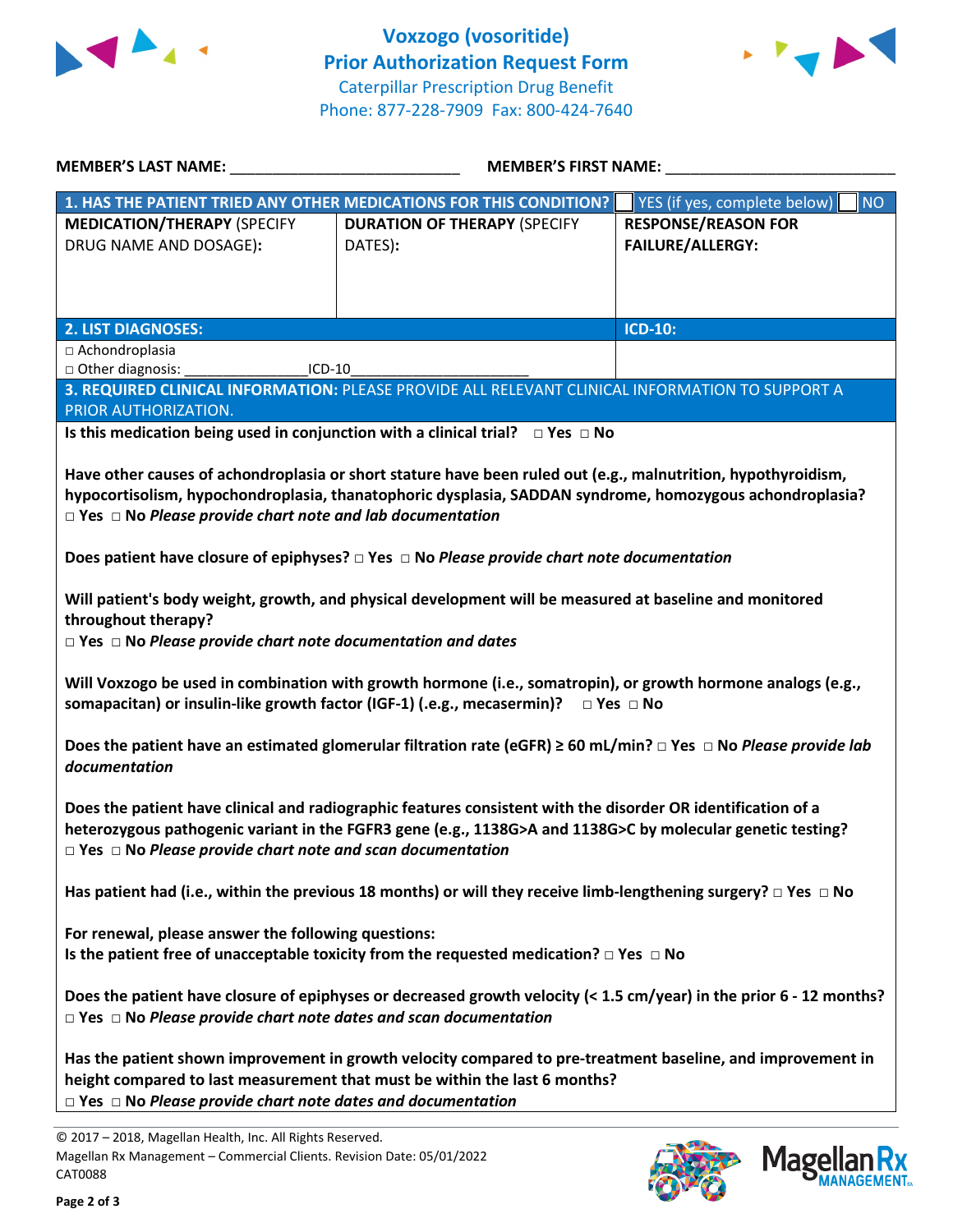# Voxzogo (vosoritide) Prior Authorization Request Form

Caterpillar Prescription Drug Benefit
Phone: 877-228-7909 Fax: 800-424-7640

**MEMBER'S LAST NAME:** ___________________________ **MEMBER'S FIRST NAME:** ___________________________

| **1. HAS THE PATIENT TRIED ANY OTHER MEDICATIONS FOR THIS CONDITION?** | | ☐ YES (if yes, complete below) ☐ NO |
|---|---|---|
| **MEDICATION/THERAPY** (SPECIFY DRUG NAME AND DOSAGE): | **DURATION OF THERAPY** (SPECIFY DATES): | **RESPONSE/REASON FOR FAILURE/ALLERGY:** |
| | | |

| **2. LIST DIAGNOSES:** | **ICD-10:** |
|---|---|
| □ Achondroplasia<br>□ Other diagnosis: _______________ICD-10_____________________ | |

**3. REQUIRED CLINICAL INFORMATION:** PLEASE PROVIDE ALL RELEVANT CLINICAL INFORMATION TO SUPPORT A PRIOR AUTHORIZATION.

**Is this medication being used in conjunction with a clinical trial?** □ **Yes** □ **No**

**Have other causes of achondroplasia or short stature have been ruled out (e.g., malnutrition, hypothyroidism, hypocortisolism, hypochondroplasia, thanatophoric dysplasia, SADDAN syndrome, homozygous achondroplasia?**
□ **Yes** □ **No** ***Please provide chart note and lab documentation***

**Does patient have closure of epiphyses?** □ **Yes** □ **No** ***Please provide chart note documentation***

**Will patient's body weight, growth, and physical development will be measured at baseline and monitored throughout therapy?**
□ **Yes** □ **No** ***Please provide chart note documentation and dates***

**Will Voxzogo be used in combination with growth hormone (i.e., somatropin), or growth hormone analogs (e.g., somapacitan) or insulin-like growth factor (IGF-1) (.e.g., mecasermin)?** □ **Yes** □ **No**

**Does the patient have an estimated glomerular filtration rate (eGFR) ≥ 60 mL/min?** □ **Yes** □ **No** ***Please provide lab documentation***

**Does the patient have clinical and radiographic features consistent with the disorder OR identification of a heterozygous pathogenic variant in the FGFR3 gene (e.g., 1138G>A and 1138G>C by molecular genetic testing?**
□ **Yes** □ **No** ***Please provide chart note and scan documentation***

**Has patient had (i.e., within the previous 18 months) or will they receive limb-lengthening surgery?** □ **Yes** □ **No**

**For renewal, please answer the following questions:**
**Is the patient free of unacceptable toxicity from the requested medication?** □ **Yes** □ **No**

**Does the patient have closure of epiphyses or decreased growth velocity (< 1.5 cm/year) in the prior 6 - 12 months?**
□ **Yes** □ **No** ***Please provide chart note dates and scan documentation***

**Has the patient shown improvement in growth velocity compared to pre-treatment baseline, and improvement in height compared to last measurement that must be within the last 6 months?**
□ **Yes** □ **No** ***Please provide chart note dates and documentation***

© 2017 – 2018, Magellan Health, Inc. All Rights Reserved.
Magellan Rx Management – Commercial Clients. Revision Date: 05/01/2022
CAT0088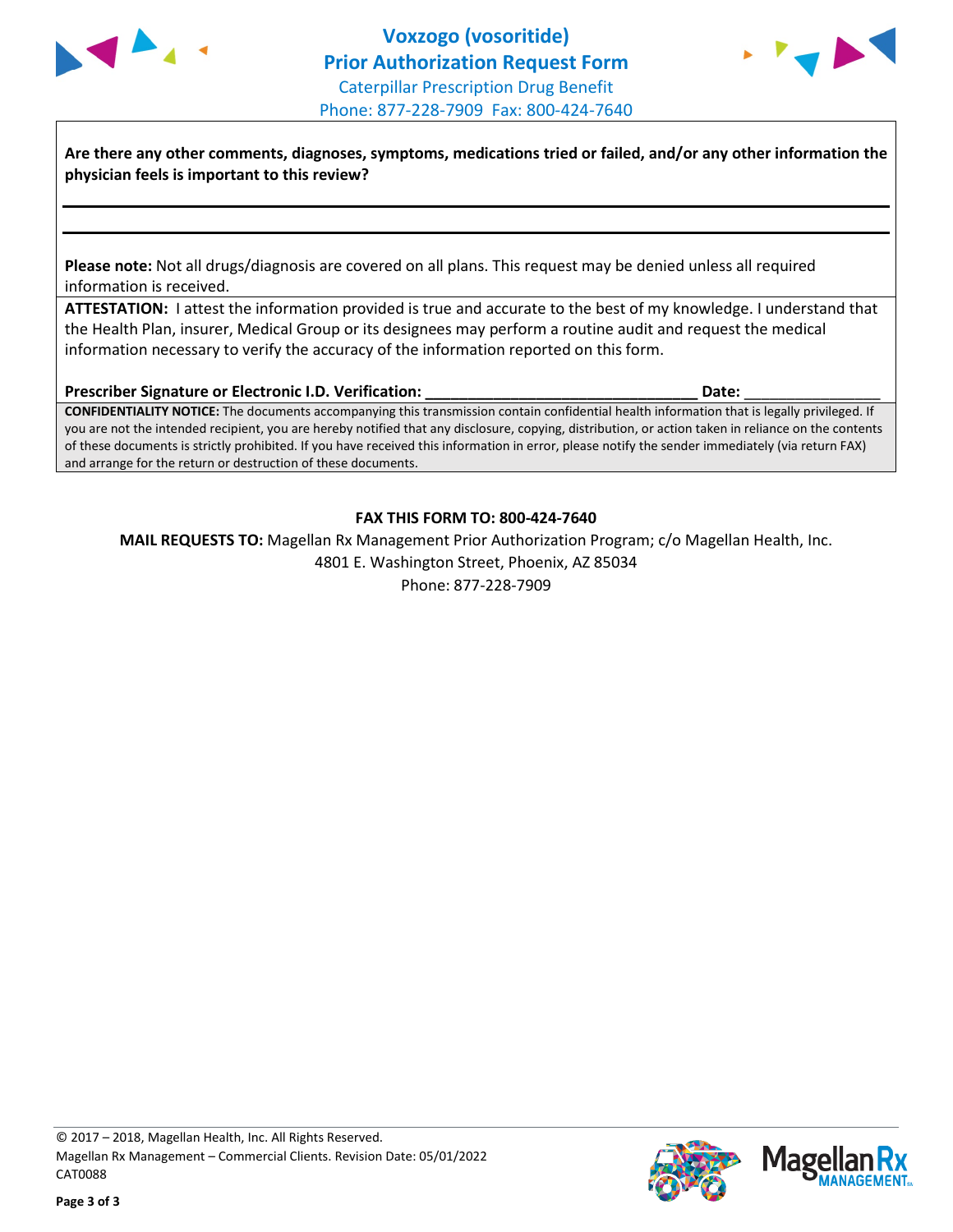**Are there any other comments, diagnoses, symptoms, medications tried or failed, and/or any other information the physician feels is important to this review?**

___

___

**Please note:** Not all drugs/diagnosis are covered on all plans. This request may be denied unless all required information is received.

**ATTESTATION:** I attest the information provided is true and accurate to the best of my knowledge. I understand that the Health Plan, insurer, Medical Group or its designees may perform a routine audit and request the medical information necessary to verify the accuracy of the information reported on this form.

**Prescriber Signature or Electronic I.D. Verification:** _______________________________ **Date:** _______________

**CONFIDENTIALITY NOTICE:** The documents accompanying this transmission contain confidential health information that is legally privileged. If you are not the intended recipient, you are hereby notified that any disclosure, copying, distribution, or action taken in reliance on the contents of these documents is strictly prohibited. If you have received this information in error, please notify the sender immediately (via return FAX) and arrange for the return or destruction of these documents.

**FAX THIS FORM TO: 800-424-7640**

**MAIL REQUESTS TO:** Magellan Rx Management Prior Authorization Program; c/o Magellan Health, Inc.
4801 E. Washington Street, Phoenix, AZ 85034
Phone: 877-228-7909

© 2017 – 2018, Magellan Health, Inc. All Rights Reserved.
Magellan Rx Management – Commercial Clients. Revision Date: 05/01/2022
CAT0088